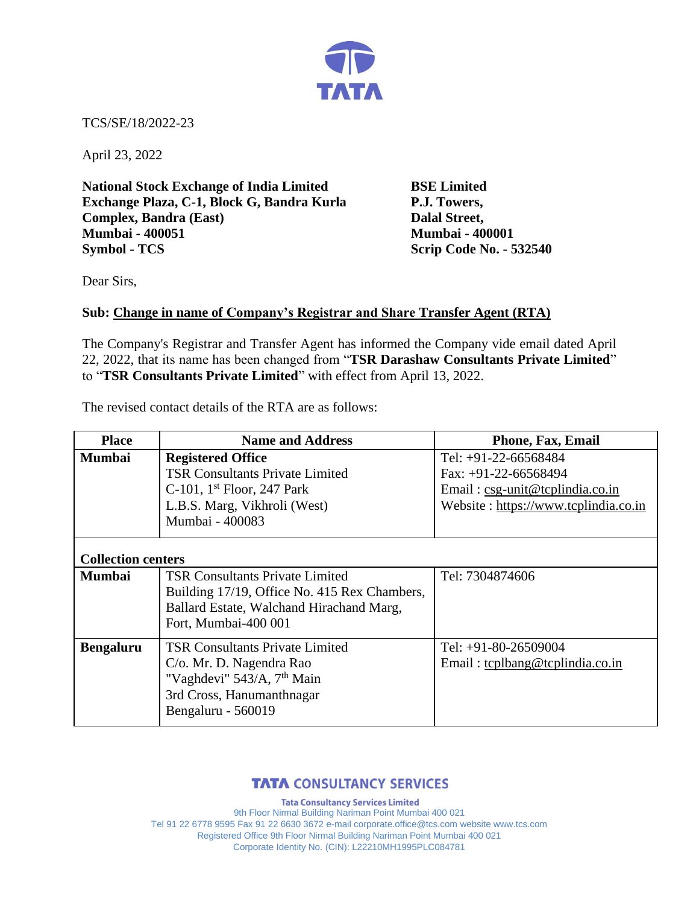TCS/SE/18/2022-23

April 23, 2022

**National Stock Exchange of India Limited**
**Exchange Plaza, C-1, Block G, Bandra Kurla Complex, Bandra (East)**
**Mumbai - 400051**
**Symbol - TCS**

**BSE Limited**
**P.J. Towers,**
**Dalal Street,**
**Mumbai - 400001**
**Scrip Code No. - 532540**

Dear Sirs,

**Sub: Change in name of Company's Registrar and Share Transfer Agent (RTA)**

The Company's Registrar and Transfer Agent has informed the Company vide email dated April 22, 2022, that its name has been changed from "**TSR Darashaw Consultants Private Limited**" to "**TSR Consultants Private Limited**" with effect from April 13, 2022.

The revised contact details of the RTA are as follows:

| Place | Name and Address | Phone, Fax, Email |
|---|---|---|
| **Mumbai** | **Registered Office**<br>TSR Consultants Private Limited<br>C-101, 1st Floor, 247 Park<br>L.B.S. Marg, Vikhroli (West)<br>Mumbai - 400083 | Tel: +91-22-66568484<br>Fax: +91-22-66568494<br>Email : csg-unit@tcplindia.co.in<br>Website : https://www.tcplindia.co.in |
| **Collection centers** | | |
| **Mumbai** | TSR Consultants Private Limited<br>Building 17/19, Office No. 415 Rex Chambers, Ballard Estate, Walchand Hirachand Marg, Fort, Mumbai-400 001 | Tel: 7304874606 |
| **Bengaluru** | TSR Consultants Private Limited<br>C/o. Mr. D. Nagendra Rao<br>"Vaghdevi" 543/A, 7th Main<br>3rd Cross, Hanumanthnagar<br>Bengaluru - 560019 | Tel: +91-80-26509004<br>Email : tcplbang@tcplindia.co.in |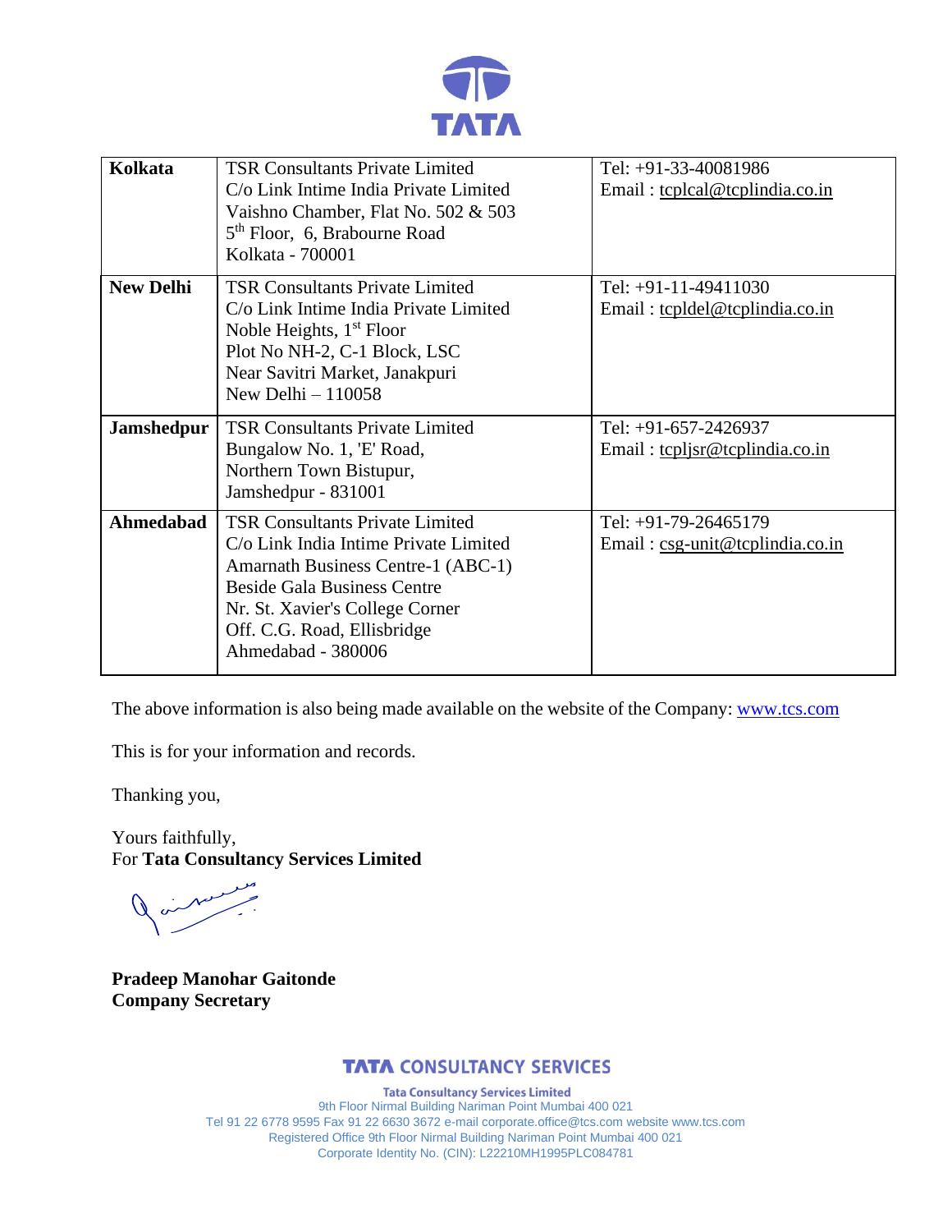| | | |
|---|---|---|
| **Kolkata** | TSR Consultants Private Limited<br>C/o Link Intime India Private Limited<br>Vaishno Chamber, Flat No. 502 & 503<br>5th Floor, 6, Brabourne Road<br>Kolkata - 700001 | Tel: +91-33-40081986<br>Email : tcplcal@tcplindia.co.in |
| **New Delhi** | TSR Consultants Private Limited<br>C/o Link Intime India Private Limited<br>Noble Heights, 1st Floor<br>Plot No NH-2, C-1 Block, LSC<br>Near Savitri Market, Janakpuri<br>New Delhi – 110058 | Tel: +91-11-49411030<br>Email : tcpldel@tcplindia.co.in |
| **Jamshedpur** | TSR Consultants Private Limited<br>Bungalow No. 1, 'E' Road,<br>Northern Town Bistupur,<br>Jamshedpur - 831001 | Tel: +91-657-2426937<br>Email : tcpljsr@tcplindia.co.in |
| **Ahmedabad** | TSR Consultants Private Limited<br>C/o Link India Intime Private Limited<br>Amarnath Business Centre-1 (ABC-1)<br>Beside Gala Business Centre<br>Nr. St. Xavier's College Corner<br>Off. C.G. Road, Ellisbridge<br>Ahmedabad - 380006 | Tel: +91-79-26465179<br>Email : csg-unit@tcplindia.co.in |

The above information is also being made available on the website of the Company: www.tcs.com

This is for your information and records.

Thanking you,

Yours faithfully,
For **Tata Consultancy Services Limited**

**Pradeep Manohar Gaitonde**
**Company Secretary**

**TATA CONSULTANCY SERVICES**

**Tata Consultancy Services Limited**
9th Floor Nirmal Building Nariman Point Mumbai 400 021
Tel 91 22 6778 9595 Fax 91 22 6630 3672 e-mail corporate.office@tcs.com website www.tcs.com
Registered Office 9th Floor Nirmal Building Nariman Point Mumbai 400 021
Corporate Identity No. (CIN): L22210MH1995PLC084781